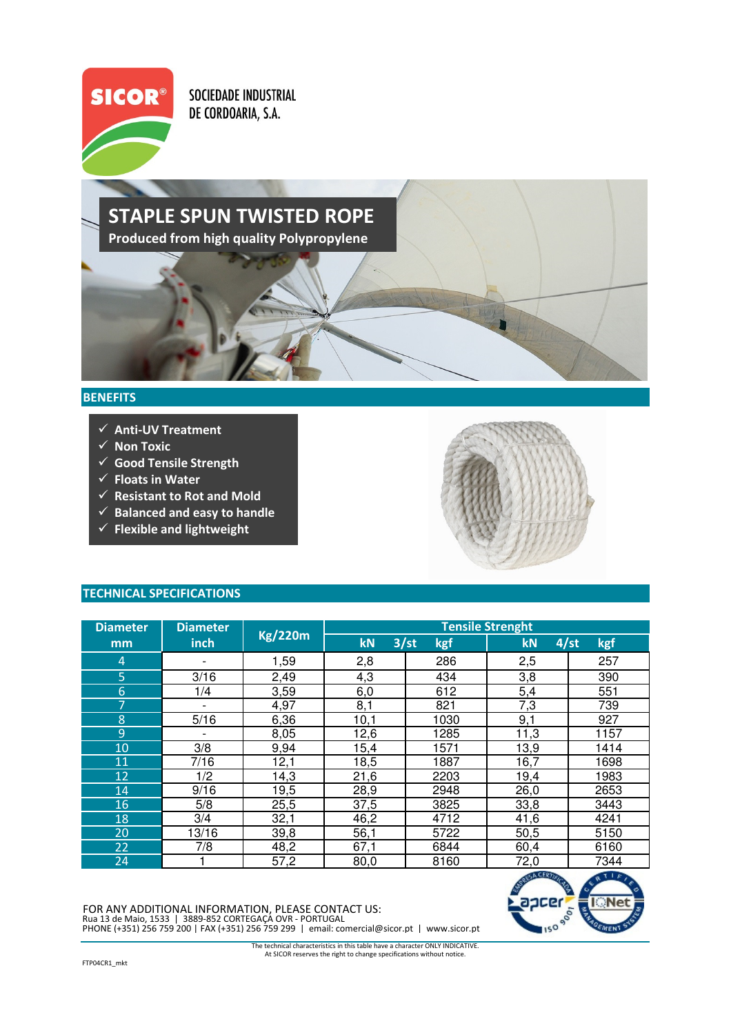SICOR®

SOCIEDADE INDUSTRIAL DE CORDOARIA, S.A.

# STAPLE SPUN TWISTED ROPE

**Produced from high quality Polypropylene**

## BENEFITS

- ✓ Anti-UV Treatment
- ✓ Non Toxic
- ✓ Good Tensile Strength
- ✓ Floats in Water
- ✓ Resistant to Rot and Mold
- ✓ Balanced and easy to handle
- ✓ Flexible and lightweight

## TECHNICAL SPECIFICATIONS

| Diameter mm | Diameter inch | Kg/220m | Tensile Strenght | | | |
|---|---|---|---|---|---|---|
| | | | kN 3/st | kgf | kN 4/st | kgf |
| 4 | - | 1,59 | 2,8 | 286 | 2,5 | 257 |
| 5 | 3/16 | 2,49 | 4,3 | 434 | 3,8 | 390 |
| 6 | 1/4 | 3,59 | 6,0 | 612 | 5,4 | 551 |
| 7 | - | 4,97 | 8,1 | 821 | 7,3 | 739 |
| 8 | 5/16 | 6,36 | 10,1 | 1030 | 9,1 | 927 |
| 9 | - | 8,05 | 12,6 | 1285 | 11,3 | 1157 |
| 10 | 3/8 | 9,94 | 15,4 | 1571 | 13,9 | 1414 |
| 11 | 7/16 | 12,1 | 18,5 | 1887 | 16,7 | 1698 |
| 12 | 1/2 | 14,3 | 21,6 | 2203 | 19,4 | 1983 |
| 14 | 9/16 | 19,5 | 28,9 | 2948 | 26,0 | 2653 |
| 16 | 5/8 | 25,5 | 37,5 | 3825 | 33,8 | 3443 |
| 18 | 3/4 | 32,1 | 46,2 | 4712 | 41,6 | 4241 |
| 20 | 13/16 | 39,8 | 56,1 | 5722 | 50,5 | 5150 |
| 22 | 7/8 | 48,2 | 67,1 | 6844 | 60,4 | 6160 |
| 24 | 1 | 57,2 | 80,0 | 8160 | 72,0 | 7344 |

FOR ANY ADDITIONAL INFORMATION, PLEASE CONTACT US:
Rua 13 de Maio, 1533 | 3889-852 CORTEGAÇA OVR - PORTUGAL
PHONE (+351) 256 759 200 | FAX (+351) 256 759 299 | email: comercial@sicor.pt | www.sicor.pt

The technical characteristics in this table have a character ONLY INDICATIVE.
At SICOR reserves the right to change specifications without notice.

FTP04CR1_mkt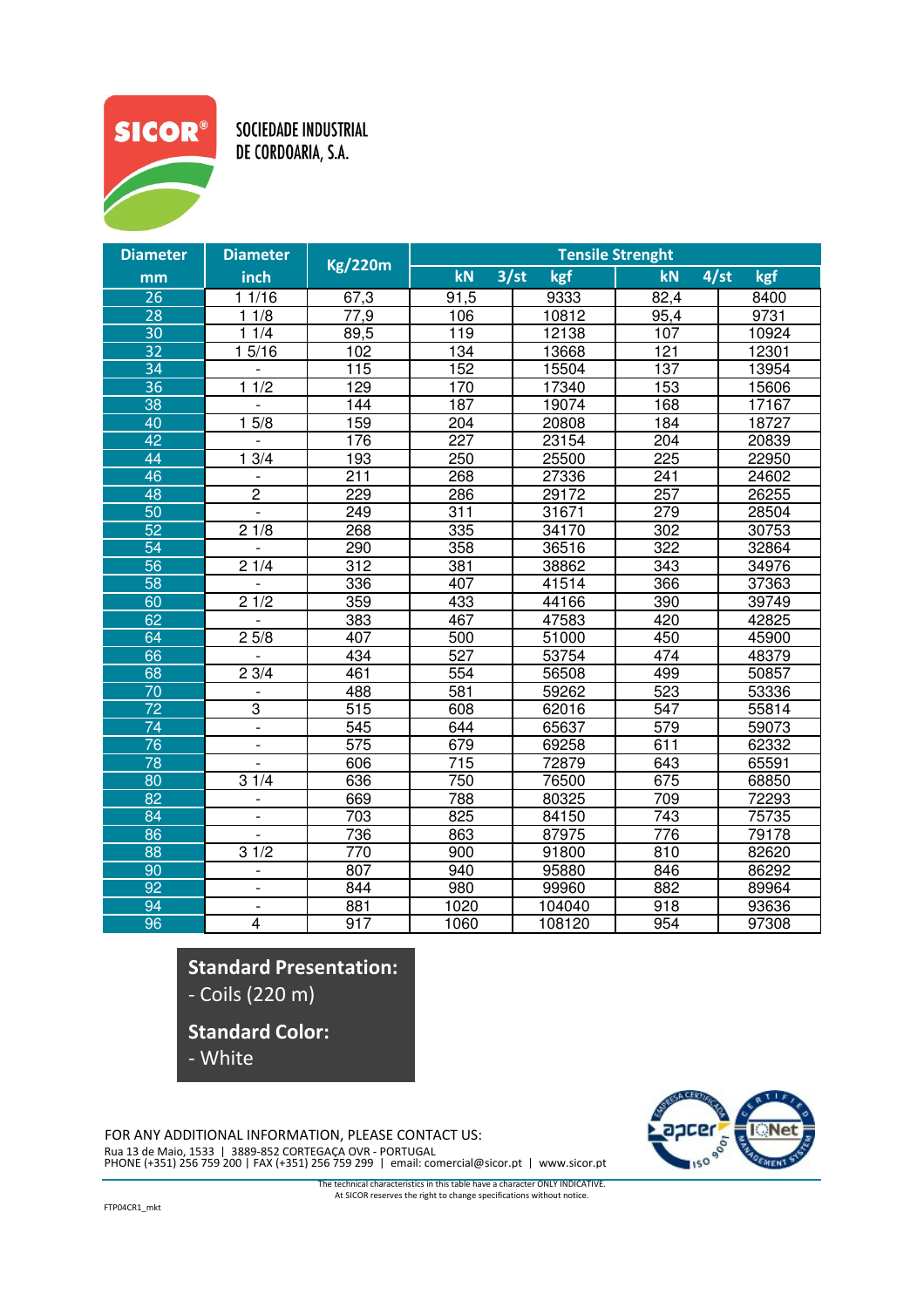**SICOR®**

SOCIEDADE INDUSTRIAL DE CORDOARIA, S.A.

| Diameter mm | Diameter inch | Kg/220m | Tensile Strenght | | | |
|---|---|---|---|---|---|---|
| | | | kN 3/st | kgf | kN 4/st | kgf |
| 26 | 1 1/16 | 67,3 | 91,5 | 9333 | 82,4 | 8400 |
| 28 | 1 1/8 | 77,9 | 106 | 10812 | 95,4 | 9731 |
| 30 | 1 1/4 | 89,5 | 119 | 12138 | 107 | 10924 |
| 32 | 1 5/16 | 102 | 134 | 13668 | 121 | 12301 |
| 34 | - | 115 | 152 | 15504 | 137 | 13954 |
| 36 | 1 1/2 | 129 | 170 | 17340 | 153 | 15606 |
| 38 | - | 144 | 187 | 19074 | 168 | 17167 |
| 40 | 1 5/8 | 159 | 204 | 20808 | 184 | 18727 |
| 42 | - | 176 | 227 | 23154 | 204 | 20839 |
| 44 | 1 3/4 | 193 | 250 | 25500 | 225 | 22950 |
| 46 | - | 211 | 268 | 27336 | 241 | 24602 |
| 48 | 2 | 229 | 286 | 29172 | 257 | 26255 |
| 50 | - | 249 | 311 | 31671 | 279 | 28504 |
| 52 | 2 1/8 | 268 | 335 | 34170 | 302 | 30753 |
| 54 | - | 290 | 358 | 36516 | 322 | 32864 |
| 56 | 2 1/4 | 312 | 381 | 38862 | 343 | 34976 |
| 58 | - | 336 | 407 | 41514 | 366 | 37363 |
| 60 | 2 1/2 | 359 | 433 | 44166 | 390 | 39749 |
| 62 | - | 383 | 467 | 47583 | 420 | 42825 |
| 64 | 2 5/8 | 407 | 500 | 51000 | 450 | 45900 |
| 66 | - | 434 | 527 | 53754 | 474 | 48379 |
| 68 | 2 3/4 | 461 | 554 | 56508 | 499 | 50857 |
| 70 | - | 488 | 581 | 59262 | 523 | 53336 |
| 72 | 3 | 515 | 608 | 62016 | 547 | 55814 |
| 74 | - | 545 | 644 | 65637 | 579 | 59073 |
| 76 | - | 575 | 679 | 69258 | 611 | 62332 |
| 78 | - | 606 | 715 | 72879 | 643 | 65591 |
| 80 | 3 1/4 | 636 | 750 | 76500 | 675 | 68850 |
| 82 | - | 669 | 788 | 80325 | 709 | 72293 |
| 84 | - | 703 | 825 | 84150 | 743 | 75735 |
| 86 | - | 736 | 863 | 87975 | 776 | 79178 |
| 88 | 3 1/2 | 770 | 900 | 91800 | 810 | 82620 |
| 90 | - | 807 | 940 | 95880 | 846 | 86292 |
| 92 | - | 844 | 980 | 99960 | 882 | 89964 |
| 94 | - | 881 | 1020 | 104040 | 918 | 93636 |
| 96 | 4 | 917 | 1060 | 108120 | 954 | 97308 |

**Standard Presentation:**
- Coils (220 m)

**Standard Color:**
- White

FOR ANY ADDITIONAL INFORMATION, PLEASE CONTACT US:
Rua 13 de Maio, 1533 | 3889-852 CORTEGAÇA OVR - PORTUGAL
PHONE (+351) 256 759 200 | FAX (+351) 256 759 299 | email: comercial@sicor.pt | www.sicor.pt

The technical characteristics in this table have a character ONLY INDICATIVE.
At SICOR reserves the right to change specifications without notice.

FTP04CR1_mkt